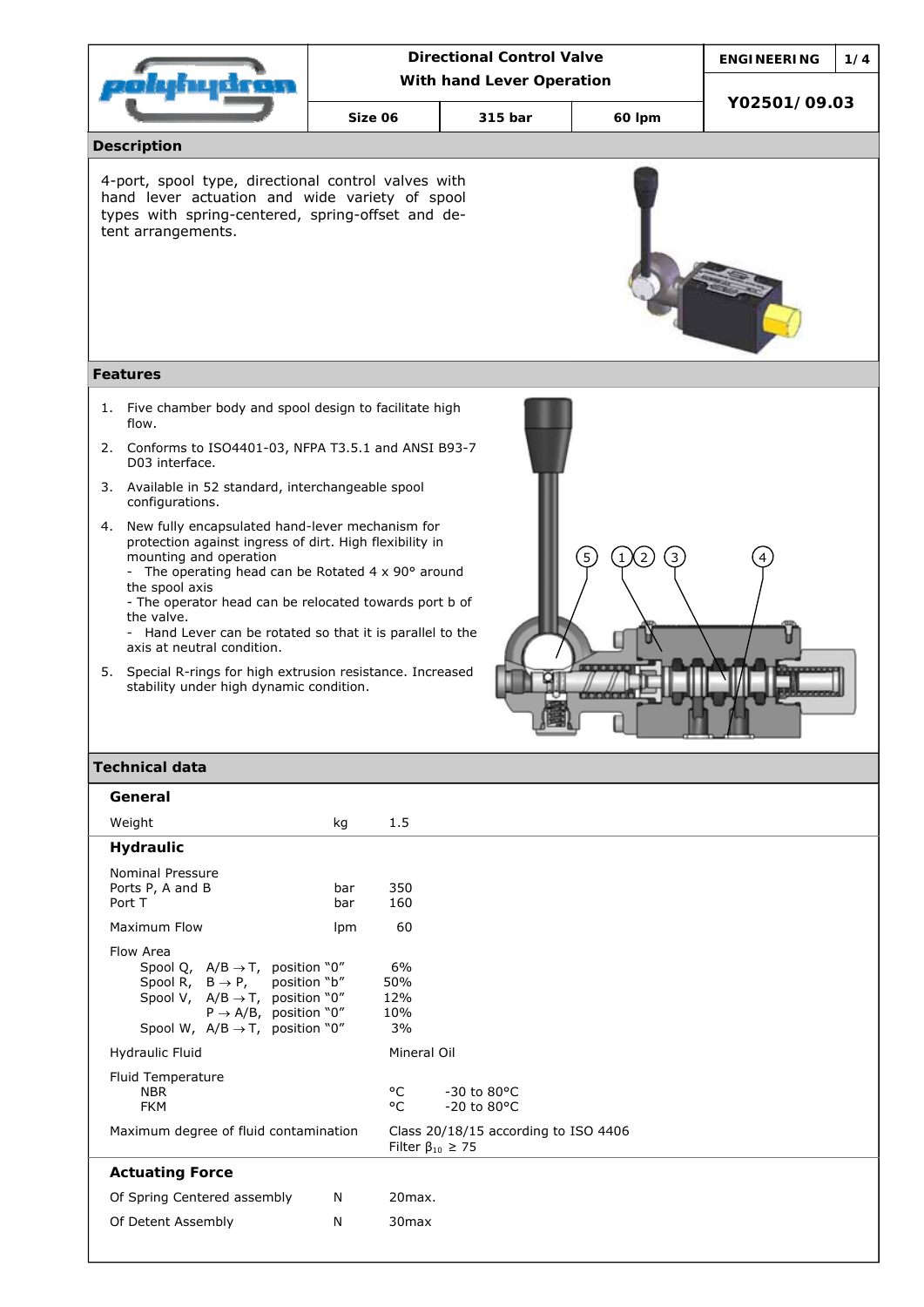| Directional Control Valve With hand Lever Operation | | | ENGINEERING |
|---|---|---|---|
| Size 06 | 315 bar | 60 lpm | Y02501/09.03 |

## Description

4-port, spool type, directional control valves with hand lever actuation and wide variety of spool types with spring-centered, spring-offset and detent arrangements.

## Features

1. Five chamber body and spool design to facilitate high flow.
2. Conforms to ISO4401-03, NFPA T3.5.1 and ANSI B93-7 D03 interface.
3. Available in 52 standard, interchangeable spool configurations.
4. New fully encapsulated hand-lever mechanism for protection against ingress of dirt. High flexibility in mounting and operation
   - The operating head can be Rotated 4 x 90° around the spool axis
   - The operator head can be relocated towards port b of the valve.
   - Hand Lever can be rotated so that it is parallel to the axis at neutral condition.
5. Special R-rings for high extrusion resistance. Increased stability under high dynamic condition.

## Technical data

### General

| | | |
|---|---|---|
| Weight | kg | 1.5 |

### Hydraulic

| | | |
|---|---|---|
| Nominal Pressure | | |
| Ports P, A and B | bar | 350 |
| Port T | bar | 160 |
| Maximum Flow | lpm | 60 |
| Flow Area | | |
| Spool Q, A/B → T, position "0" | | 6% |
| Spool R, B → P, position "b" | | 50% |
| Spool V, A/B → T, position "0" | | 12% |
| P → A/B, position "0" | | 10% |
| Spool W, A/B → T, position "0" | | 3% |
| Hydraulic Fluid | | Mineral Oil |
| Fluid Temperature | | |
| NBR | °C | -30 to 80°C |
| FKM | °C | -20 to 80°C |
| Maximum degree of fluid contamination | | Class 20/18/15 according to ISO 4406, Filter $\beta_{10} \geq 75$ |

### Actuating Force

| | | |
|---|---|---|
| Of Spring Centered assembly | N | 20max. |
| Of Detent Assembly | N | 30max |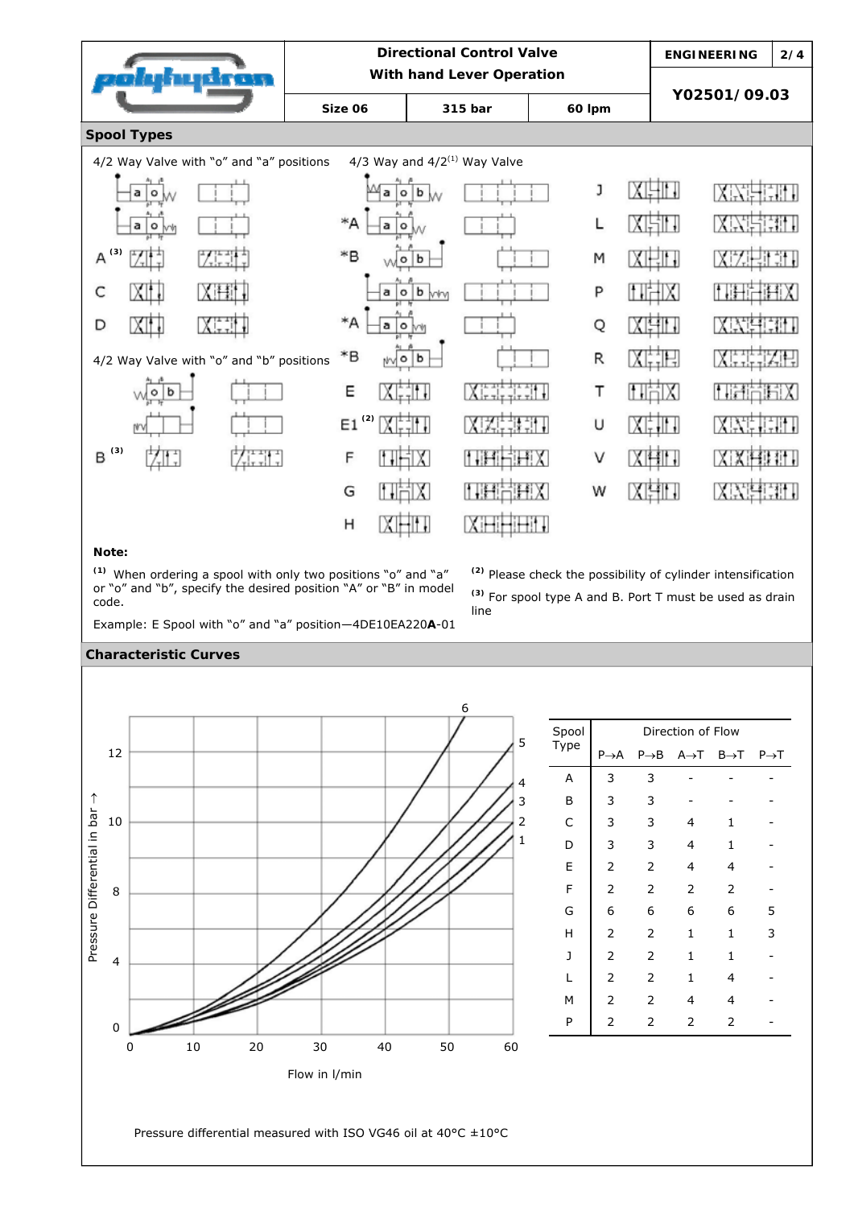| | Directional Control Valve With hand Lever Operation | | | ENGINEERING |
|---|---|---|---|---|
| | Size 06 | 315 bar | 60 lpm | Y02501/09.03 |

## Spool Types

4/2 Way Valve with "o" and "a" positions

A [(3)]

C

D

4/2 Way Valve with "o" and "b" positions

B [(3)]

4/3 Way and 4/2[(1)] Way Valve

*A

*B

*A

*B

E

E1 [(2)]

F

G

H

J

L

M

P

Q

R

T

U

V

W

**Note:**

[(1)] When ordering a spool with only two positions "o" and "a" or "o" and "b", specify the desired position "A" or "B" in model code.

Example: E Spool with "o" and "a" position—4DE10EA220**A**-01

[(2)] Please check the possibility of cylinder intensification

[(3)] For spool type A and B. Port T must be used as drain line

## Characteristic Curves

Pressure Differential in bar →

Flow in l/min

| Spool Type | Direction of Flow | | | | |
|---|---|---|---|---|---|
| | P→A | P→B | A→T | B→T | P→T |
| A | 3 | 3 | - | - | - |
| B | 3 | 3 | - | - | - |
| C | 3 | 3 | 4 | 1 | - |
| D | 3 | 3 | 4 | 1 | - |
| E | 2 | 2 | 4 | 4 | - |
| F | 2 | 2 | 2 | 2 | - |
| G | 6 | 6 | 6 | 6 | 5 |
| H | 2 | 2 | 1 | 1 | 3 |
| J | 2 | 2 | 1 | 1 | - |
| L | 2 | 2 | 1 | 4 | - |
| M | 2 | 2 | 4 | 4 | - |
| P | 2 | 2 | 2 | 2 | - |

Pressure differential measured with ISO VG46 oil at 40°C ±10°C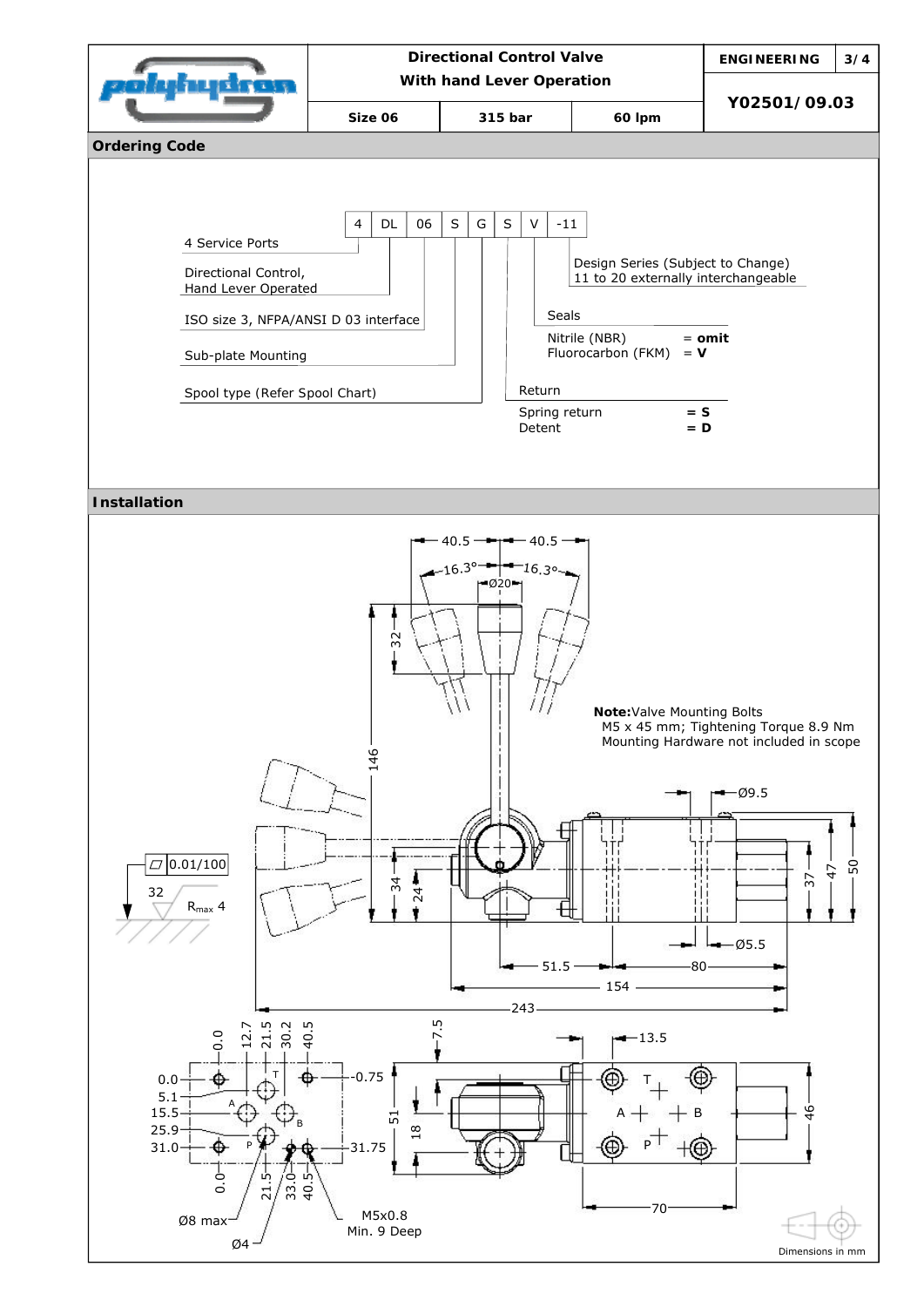| | Directional Control Valve With hand Lever Operation | | | ENGINEERING | 3/4 |
|---|---|---|---|---|---|
| polyhydron | Size 06 | 315 bar | 60 lpm | Y02501/09.03 | |

## Ordering Code

| 4 | DL | 06 | S | G | S | V | -11 |
|---|---|---|---|---|---|---|---|

- 4 Service Ports
- Directional Control, Hand Lever Operated
- ISO size 3, NFPA/ANSI D 03 interface
- Sub-plate Mounting
- Spool type (Refer Spool Chart)
- Return
  - Spring return = **S**
  - Detent = **D**
- Seals
  - Nitrile (NBR) = **omit**
  - Fluorocarbon (FKM) = **V**
- Design Series (Subject to Change) 11 to 20 externally interchangeable

## Installation

**Note:** Valve Mounting Bolts M5 x 45 mm; Tightening Torque 8.9 Nm Mounting Hardware not included in scope

Dimensions in mm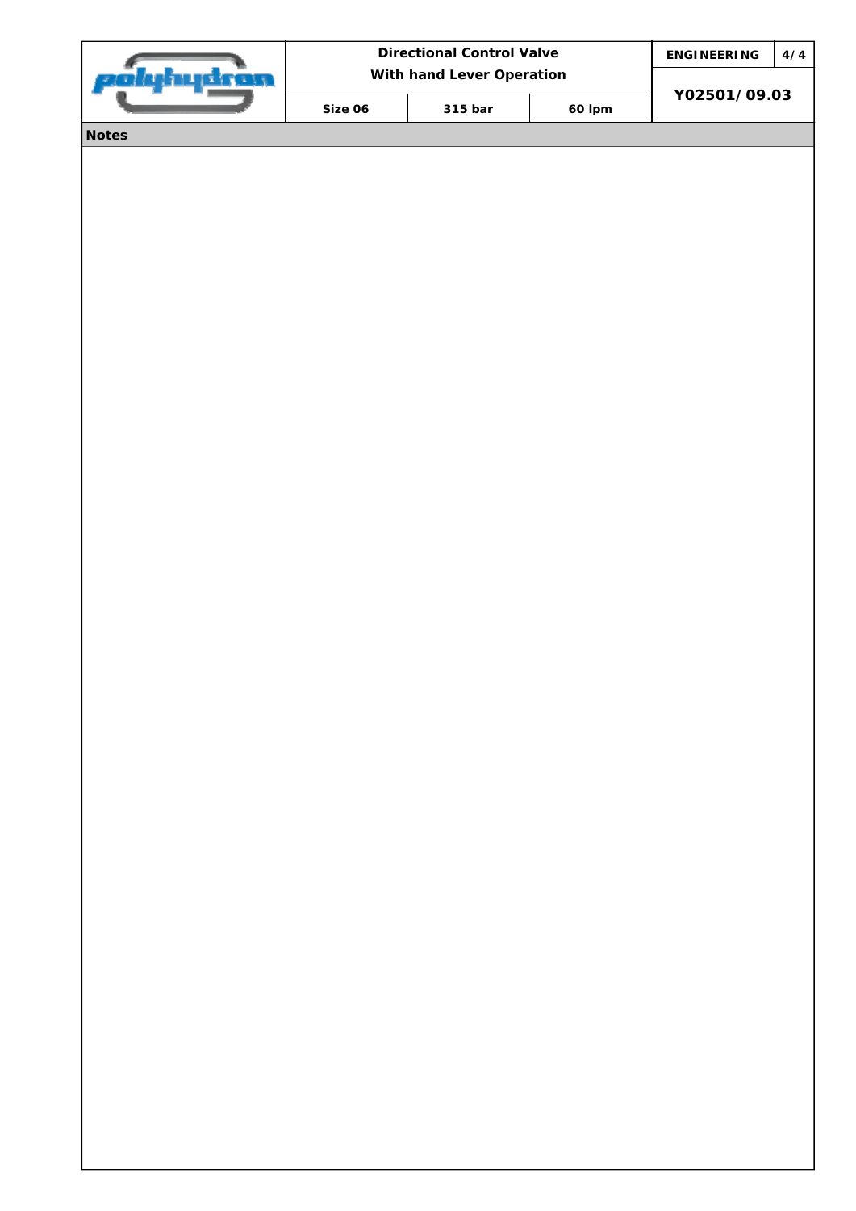## Notes